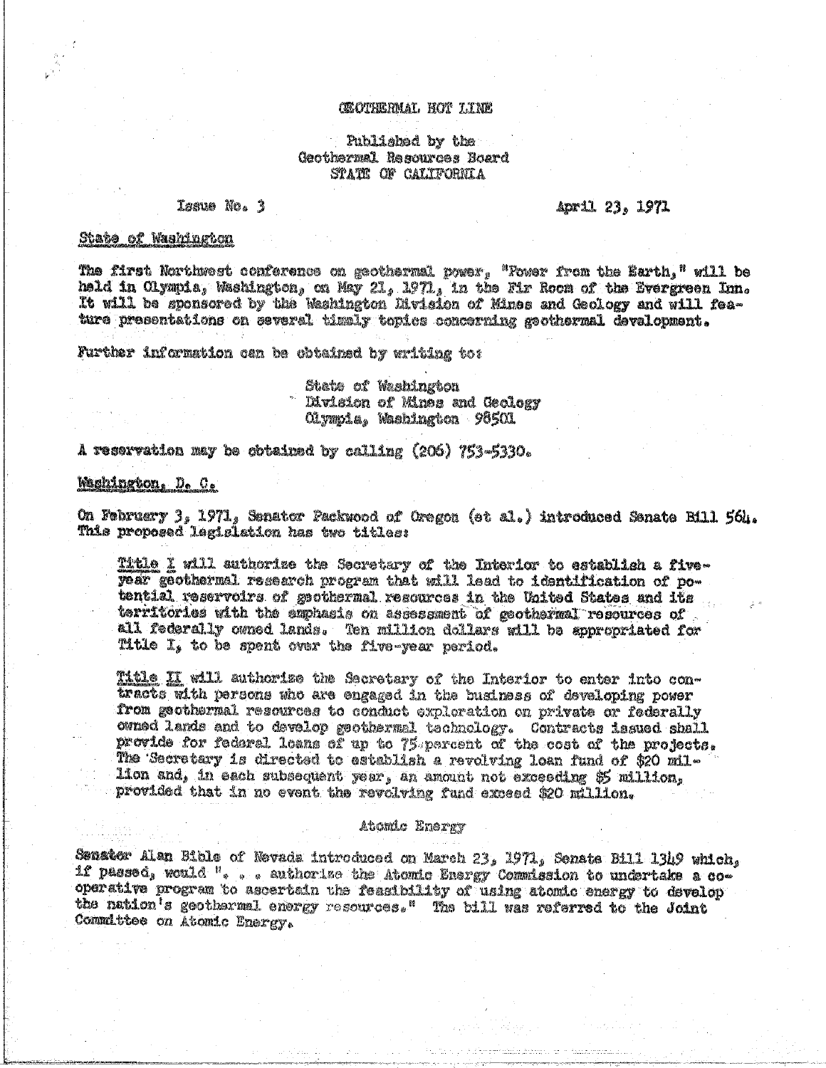# GEOTHERMAL HOT LINE

Published by the
Geothermal Resources Board
STATE OF CALIFORNIA

Issue No. 3 April 23, 1971

## State of Washington

The first Northwest conference on geothermal power, "Power from the Earth," will be held in Olympia, Washington, on May 21, 1971, in the Fir Room of the Evergreen Inn. It will be sponsored by the Washington Division of Mines and Geology and will feature presentations on several timely topics concerning geothermal development.

Further information can be obtained by writing to:

State of Washington
Division of Mines and Geology
Olympia, Washington 98501

A reservation may be obtained by calling (206) 753-5330.

## Washington, D. C.

On February 3, 1971, Senator Packwood of Oregon (et al.) introduced Senate Bill 564. This proposed legislation has two titles:

> Title I will authorize the Secretary of the Interior to establish a five-year geothermal research program that will lead to identification of potential reservoirs of geothermal resources in the United States and its territories with the emphasis on assessment of geothermal resources of all federally owned lands. Ten million dollars will be appropriated for Title I, to be spent over the five-year period.
>
> Title II will authorize the Secretary of the Interior to enter into contracts with persons who are engaged in the business of developing power from geothermal resources to conduct exploration on private or federally owned lands and to develop geothermal technology. Contracts issued shall provide for federal loans of up to 75 percent of the cost of the projects. The Secretary is directed to establish a revolving loan fund of $20 million and, in each subsequent year, an amount not exceeding $5 million, provided that in no event the revolving fund exceed $20 million.

## Atomic Energy

Senator Alan Bible of Nevada introduced on March 23, 1971, Senate Bill 1349 which, if passed, would ". . . authorize the Atomic Energy Commission to undertake a cooperative program to ascertain the feasibility of using atomic energy to develop the nation's geothermal energy resources." The bill was referred to the Joint Committee on Atomic Energy.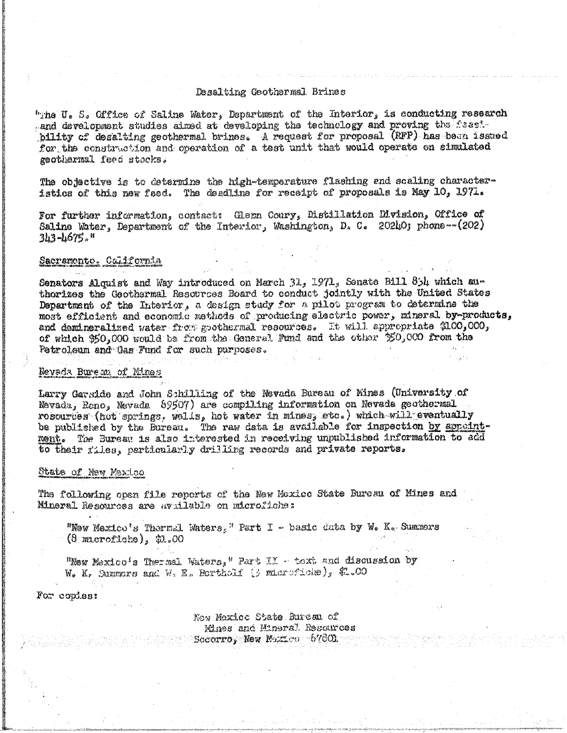Desalting Geothermal Brines

"The U. S. Office of Saline Water, Department of the Interior, is conducting research and development studies aimed at developing the technology and proving the feasibility of desalting geothermal brines. A request for proposal (RFP) has been issued for the construction and operation of a test unit that would operate on simulated geothermal feed stocks.

The objective is to determine the high-temperature flashing and scaling characteristics of this new feed. The deadline for receipt of proposals is May 10, 1971.

For further information, contact: Glenn Coury, Distillation Division, Office of Saline Water, Department of the Interior, Washington, D. C. 20240; phone--(202) 343-4675."

## Sacramento, California

Senators Alquist and Way introduced on March 31, 1971, Senate Bill 834 which authorizes the Geothermal Resources Board to conduct jointly with the United States Department of the Interior, a design study for a pilot program to determine the most efficient and economic methods of producing electric power, mineral by-products, and demineralized water from geothermal resources. It will appropriate $100,000, of which $50,000 would be from the General Fund and the other $50,000 from the Petroleum and Gas Fund for such purposes.

## Nevada Bureau of Mines

Larry Garside and John Schilling of the Nevada Bureau of Mines (University of Nevada, Reno, Nevada 89507) are compiling information on Nevada geothermal resources (hot springs, wells, hot water in mines, etc.) which will eventually be published by the Bureau. The raw data is available for inspection by appointment. The Bureau is also interested in receiving unpublished information to add to their files, particularly drilling records and private reports.

## State of New Mexico

The following open file reports of the New Mexico State Bureau of Mines and Mineral Resources are available on microfiche:

"New Mexico's Thermal Waters," Part I - basic data by W. K. Summers (8 microfiche), $1.00

"New Mexico's Thermal Waters," Part II - text and discussion by W. K. Summers and W. E. Bertholf (3 microfiche), $1.00

For copies:

New Mexico State Bureau of
Mines and Mineral Resources
Socorro, New Mexico 87801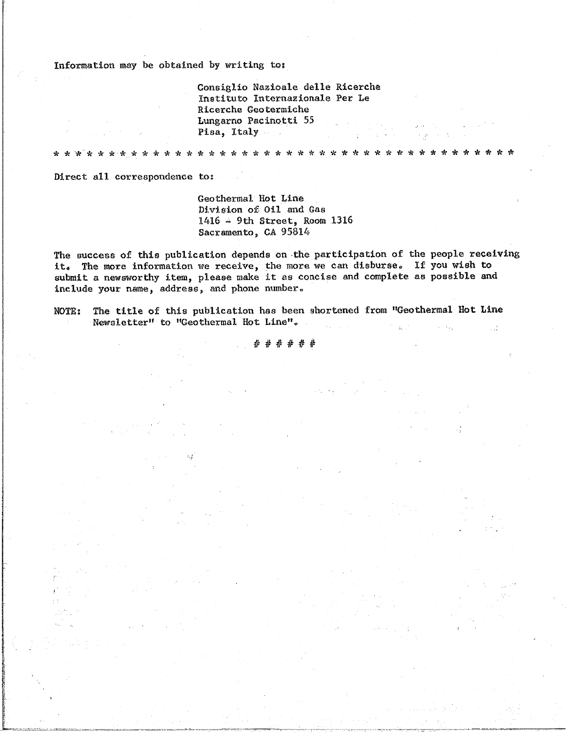Information may be obtained by writing to:

> Consiglio Nazioale delle Ricerche
> Instituto Internazionale Per Le
> Ricerche Geotermiche
> Lungarno Pacinotti 55
> Pisa, Italy

* * * * * * * * * * * * * * * * * * * * * * * * * * * * * * * * * * * * * * * * * * *

Direct all correspondence to:

> Geothermal Hot Line
> Division of Oil and Gas
> 1416 - 9th Street, Room 1316
> Sacramento, CA 95814

The success of this publication depends on the participation of the people receiving it. The more information we receive, the more we can disburse. If you wish to submit a newsworthy item, please make it as concise and complete as possible and include your name, address, and phone number.

NOTE: The title of this publication has been shortened from "Geothermal Hot Line Newsletter" to "Geothermal Hot Line".

# # # # # #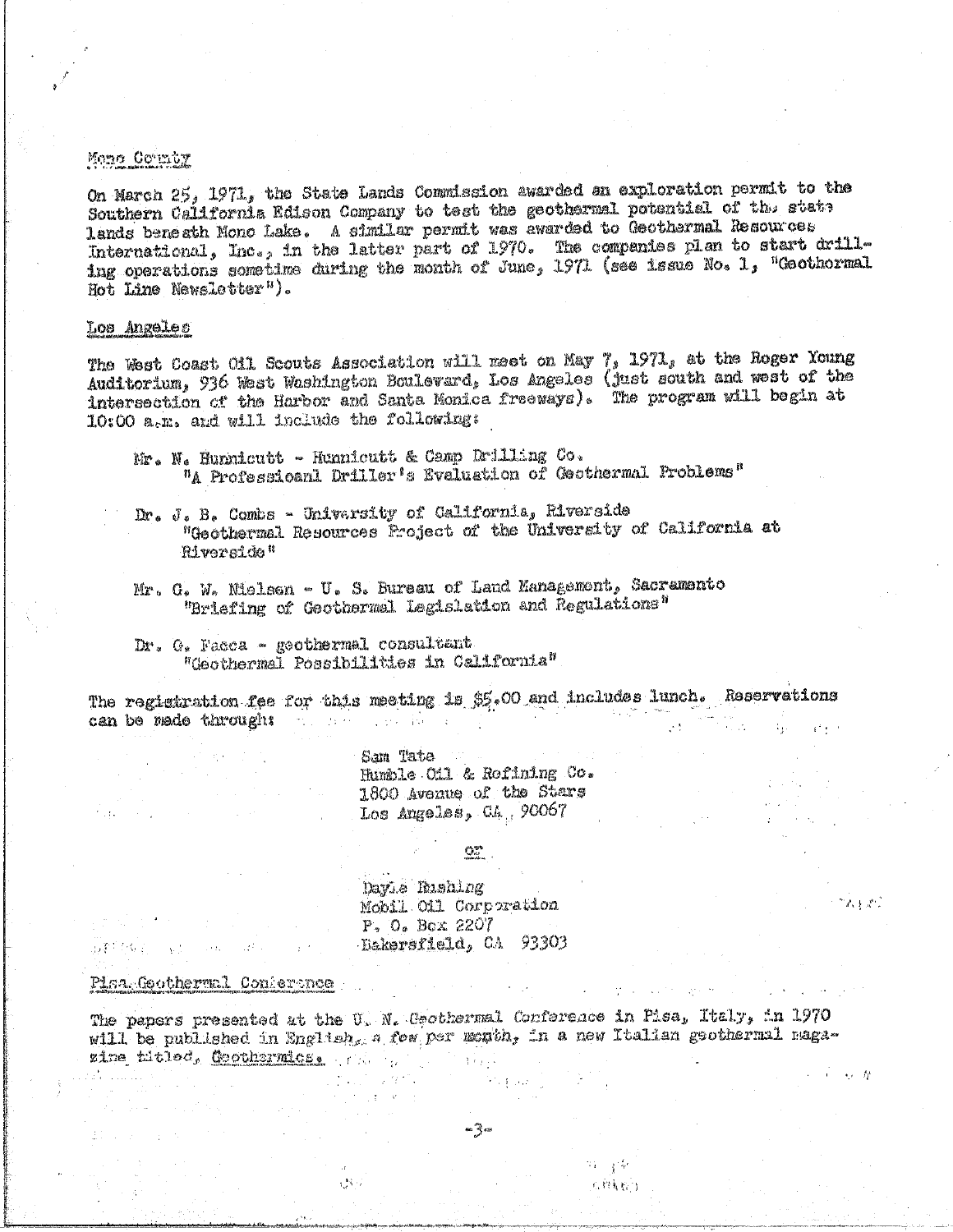Mono County

On March 25, 1971, the State Lands Commission awarded an exploration permit to the Southern California Edison Company to test the geothermal potential of the state lands beneath Mono Lake. A similar permit was awarded to Geothermal Resources International, Inc., in the latter part of 1970. The companies plan to start drilling operations sometime during the month of June, 1971 (see issue No. 1, "Geothermal Hot Line Newsletter").

Los Angeles

The West Coast Oil Scouts Association will meet on May 7, 1971, at the Roger Young Auditorium, 936 West Washington Boulevard, Los Angeles (just south and west of the intersection of the Harbor and Santa Monica freeways). The program will begin at 10:00 a.m. and will include the following:

Mr. N. Hunnicutt - Hunnicutt & Camp Drilling Co.
"A Professioanl Driller's Evaluation of Geothermal Problems"

Dr. J. B. Combs - University of California, Riverside
"Geothermal Resources Project of the University of California at Riverside"

Mr. G. W. Nielsen - U. S. Bureau of Land Management, Sacramento
"Briefing of Geothermal Legislation and Regulations"

Dr. G. Facca - geothermal consultant
"Geothermal Possibilities in California"

The registration fee for this meeting is $5.00 and includes lunch. Reservations can be made through:

Sam Tate
Humble Oil & Refining Co.
1800 Avenue of the Stars
Los Angeles, CA, 90067

or

Dayle Bushing
Mobil Oil Corporation
P. O. Box 2207
Bakersfield, CA 93303

Pisa Geothermal Conference

The papers presented at the U. N. Geothermal Conference in Pisa, Italy, in 1970 will be published in English, a few per month, in a new Italian geothermal magazine titled, Geothermics.